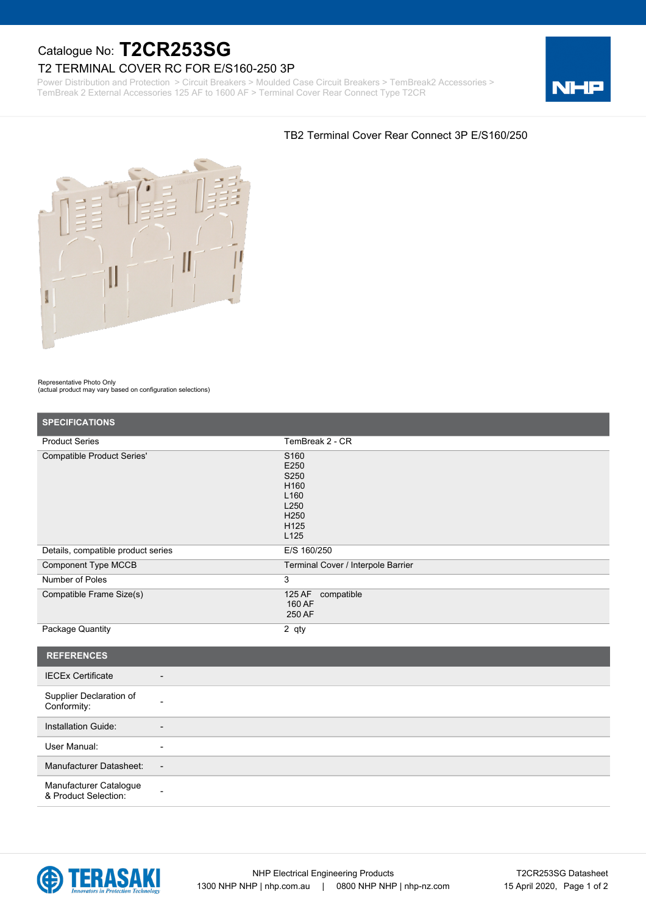Catalogue No: **T2CR253SG**

# T2 TERMINAL COVER RC FOR E/S160-250 3P

Power Distribution and Protection > Circuit Breakers > Moulded Case Circuit Breakers > TemBreak2 Accessories > TemBreak 2 External Accessories 125 AF to 1600 AF > Terminal Cover Rear Connect Type T2CR

TB2 Terminal Cover Rear Connect 3P E/S160/250

Representative Photo Only
(actual product may vary based on configuration selections)

## SPECIFICATIONS

| | |
|---|---|
| Product Series | TemBreak 2 - CR |
| Compatible Product Series' | S160<br>E250<br>S250<br>H160<br>L160<br>L250<br>H250<br>H125<br>L125 |
| Details, compatible product series | E/S 160/250 |
| Component Type MCCB | Terminal Cover / Interpole Barrier |
| Number of Poles | 3 |
| Compatible Frame Size(s) | 125 AF compatible<br>160 AF<br>250 AF |
| Package Quantity | 2 qty |

## REFERENCES

| | |
|---|---|
| IECEx Certificate | - |
| Supplier Declaration of Conformity: | - |
| Installation Guide: | - |
| User Manual: | - |
| Manufacturer Datasheet: | - |
| Manufacturer Catalogue & Product Selection: | - |

NHP Electrical Engineering Products
1300 NHP NHP | nhp.com.au | 0800 NHP NHP | nhp-nz.com

T2CR253SG Datasheet
15 April 2020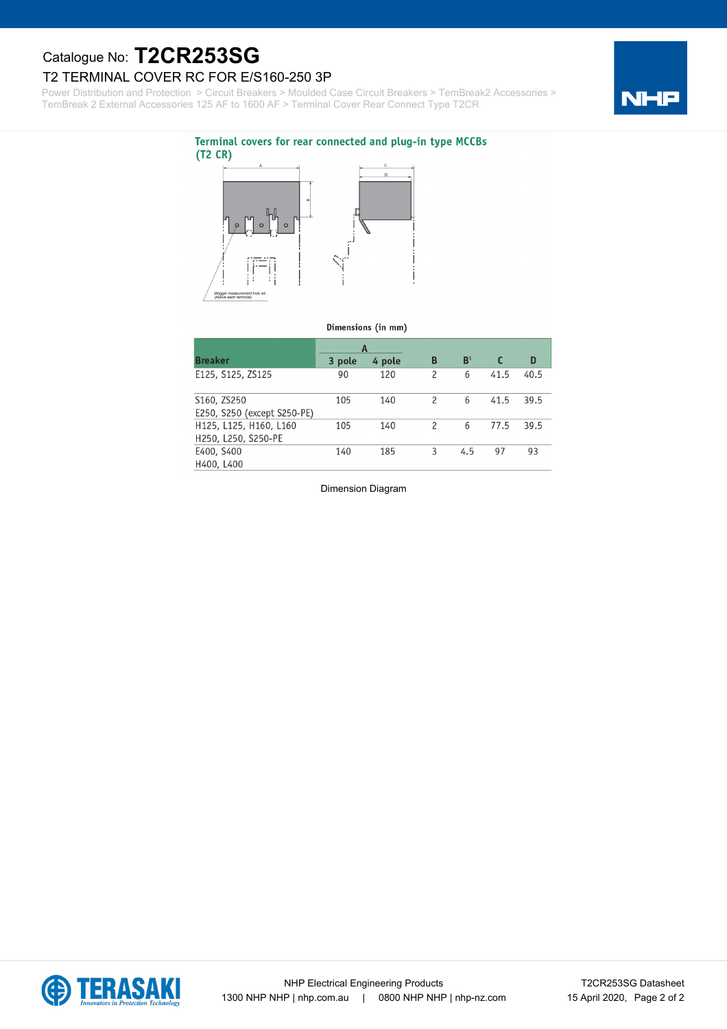Catalogue No: **T2CR253SG**

T2 TERMINAL COVER RC FOR E/S160-250 3P

Power Distribution and Protection > Circuit Breakers > Moulded Case Circuit Breakers > TemBreak2 Accessories > TemBreak 2 External Accessories 125 AF to 1600 AF > Terminal Cover Rear Connect Type T2CR

## Terminal covers for rear connected and plug-in type MCCBs (T2 CR)

A

B

C

D

Megger measurement hole ø4 (Above each terminal)

Dimensions (in mm)

| Breaker | A | | B | B[1] | C | D |
|---|---|---|---|---|---|---|
| | 3 pole | 4 pole | | | | |
| E125, S125, ZS125 | 90 | 120 | 2 | 6 | 41.5 | 40.5 |
| S160, ZS250<br>E250, S250 (except S250-PE) | 105 | 140 | 2 | 6 | 41.5 | 39.5 |
| H125, L125, H160, L160<br>H250, L250, S250-PE | 105 | 140 | 2 | 6 | 77.5 | 39.5 |
| E400, S400<br>H400, L400 | 140 | 185 | 3 | 4.5 | 97 | 93 |

Dimension Diagram

NHP Electrical Engineering Products
1300 NHP NHP | nhp.com.au | 0800 NHP NHP | nhp-nz.com

T2CR253SG Datasheet
15 April 2020,